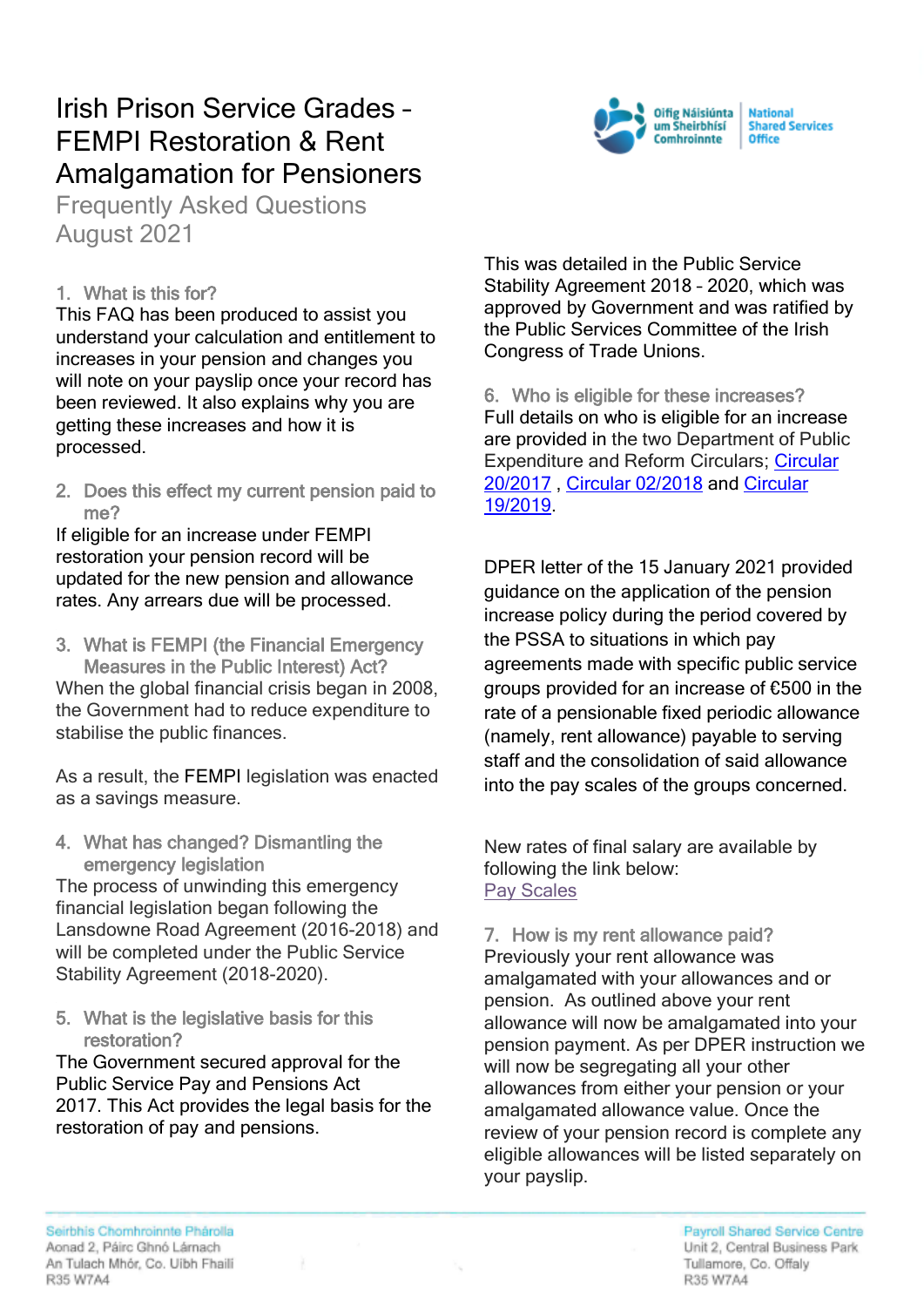# Irish Prison Service Grades – FEMPI Restoration & Rent Amalgamation for Pensioners

## Frequently Asked Questions
## August 2021

### 1. What is this for?

This FAQ has been produced to assist you understand your calculation and entitlement to increases in your pension and changes you will note on your payslip once your record has been reviewed. It also explains why you are getting these increases and how it is processed.

### 2. Does this effect my current pension paid to me?

If eligible for an increase under FEMPI restoration your pension record will be updated for the new pension and allowance rates. Any arrears due will be processed.

### 3. What is FEMPI (the Financial Emergency Measures in the Public Interest) Act?

When the global financial crisis began in 2008, the Government had to reduce expenditure to stabilise the public finances.

As a result, the FEMPI legislation was enacted as a savings measure.

### 4. What has changed? Dismantling the emergency legislation

The process of unwinding this emergency financial legislation began following the Lansdowne Road Agreement (2016-2018) and will be completed under the Public Service Stability Agreement (2018-2020).

### 5. What is the legislative basis for this restoration?

The Government secured approval for the Public Service Pay and Pensions Act 2017. This Act provides the legal basis for the restoration of pay and pensions.

This was detailed in the Public Service Stability Agreement 2018 – 2020, which was approved by Government and was ratified by the Public Services Committee of the Irish Congress of Trade Unions.

### 6. Who is eligible for these increases?

Full details on who is eligible for an increase are provided in the two Department of Public Expenditure and Reform Circulars; [Circular 20/2017](), [Circular 02/2018]() and [Circular 19/2019]().

DPER letter of the 15 January 2021 provided guidance on the application of the pension increase policy during the period covered by the PSSA to situations in which pay agreements made with specific public service groups provided for an increase of €500 in the rate of a pensionable fixed periodic allowance (namely, rent allowance) payable to serving staff and the consolidation of said allowance into the pay scales of the groups concerned.

New rates of final salary are available by following the link below:
[Pay Scales]()

### 7. How is my rent allowance paid?

Previously your rent allowance was amalgamated with your allowances and or pension. As outlined above your rent allowance will now be amalgamated into your pension payment. As per DPER instruction we will now be segregating all your other allowances from either your pension or your amalgamated allowance value. Once the review of your pension record is complete any eligible allowances will be listed separately on your payslip.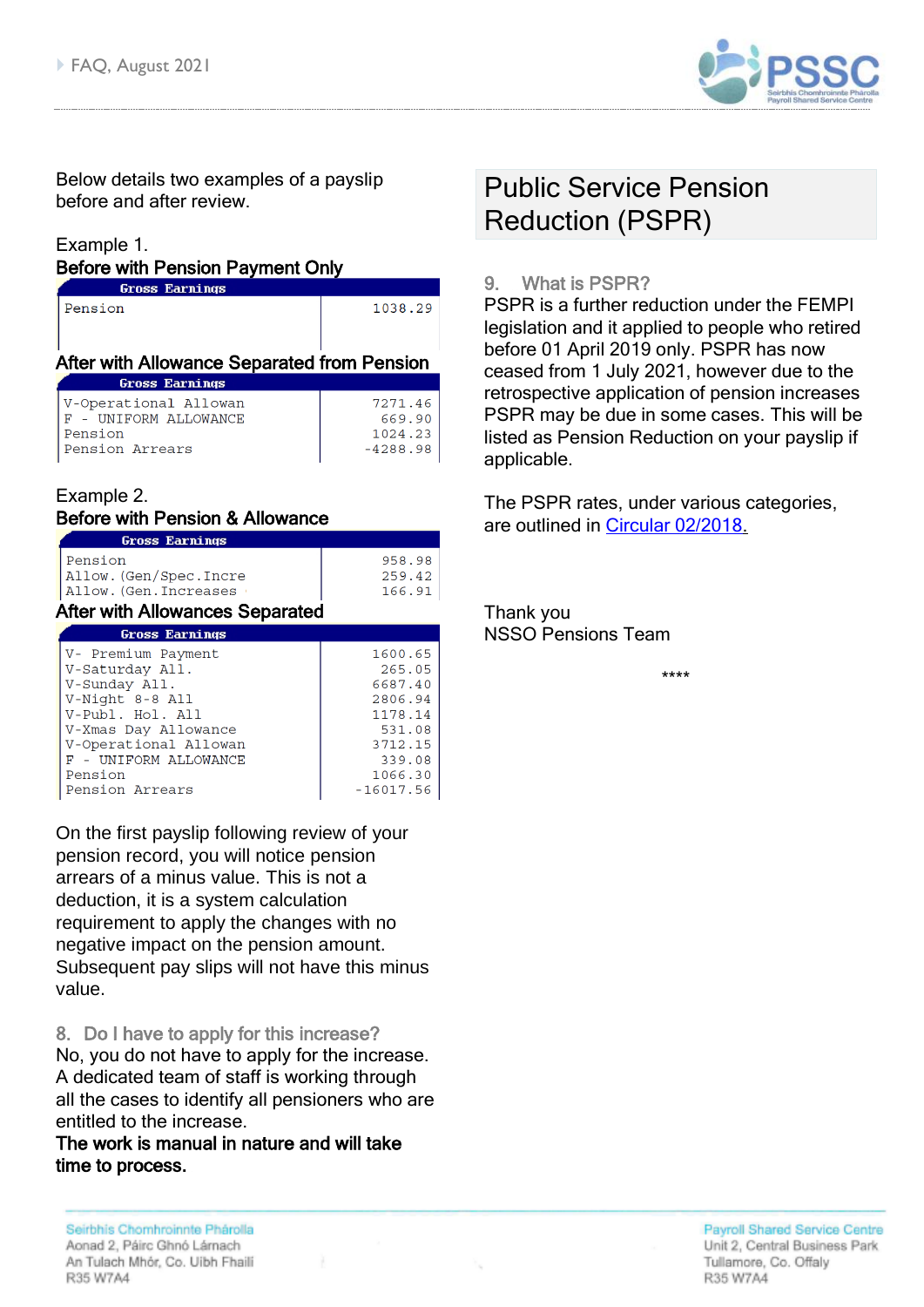Below details two examples of a payslip before and after review.

Example 1.

**Before with Pension Payment Only**

| Gross Earnings | |
|---|---|
| Pension | 1038.29 |

**After with Allowance Separated from Pension**

| Gross Earnings | |
|---|---|
| V-Operational Allowan | 7271.46 |
| F - UNIFORM ALLOWANCE | 669.90 |
| Pension | 1024.23 |
| Pension Arrears | -4288.98 |

Example 2.

**Before with Pension & Allowance**

| Gross Earnings | |
|---|---|
| Pension | 958.98 |
| Allow. (Gen/Spec.Incre | 259.42 |
| Allow. (Gen.Increases | 166.91 |

**After with Allowances Separated**

| Gross Earnings | |
|---|---|
| V- Premium Payment | 1600.65 |
| V-Saturday All. | 265.05 |
| V-Sunday All. | 6687.40 |
| V-Night 8-8 All | 2806.94 |
| V-Publ. Hol. All | 1178.14 |
| V-Xmas Day Allowance | 531.08 |
| V-Operational Allowan | 3712.15 |
| F - UNIFORM ALLOWANCE | 339.08 |
| Pension | 1066.30 |
| Pension Arrears | -16017.56 |

On the first payslip following review of your pension record, you will notice pension arrears of a minus value. This is not a deduction, it is a system calculation requirement to apply the changes with no negative impact on the pension amount. Subsequent pay slips will not have this minus value.

### 8. Do I have to apply for this increase?

No, you do not have to apply for the increase. A dedicated team of staff is working through all the cases to identify all pensioners who are entitled to the increase.

**The work is manual in nature and will take time to process.**

## Public Service Pension Reduction (PSPR)

### 9. What is PSPR?

PSPR is a further reduction under the FEMPI legislation and it applied to people who retired before 01 April 2019 only. PSPR has now ceased from 1 July 2021, however due to the retrospective application of pension increases PSPR may be due in some cases. This will be listed as Pension Reduction on your payslip if applicable.

The PSPR rates, under various categories, are outlined in Circular 02/2018.

Thank you

NSSO Pensions Team

****